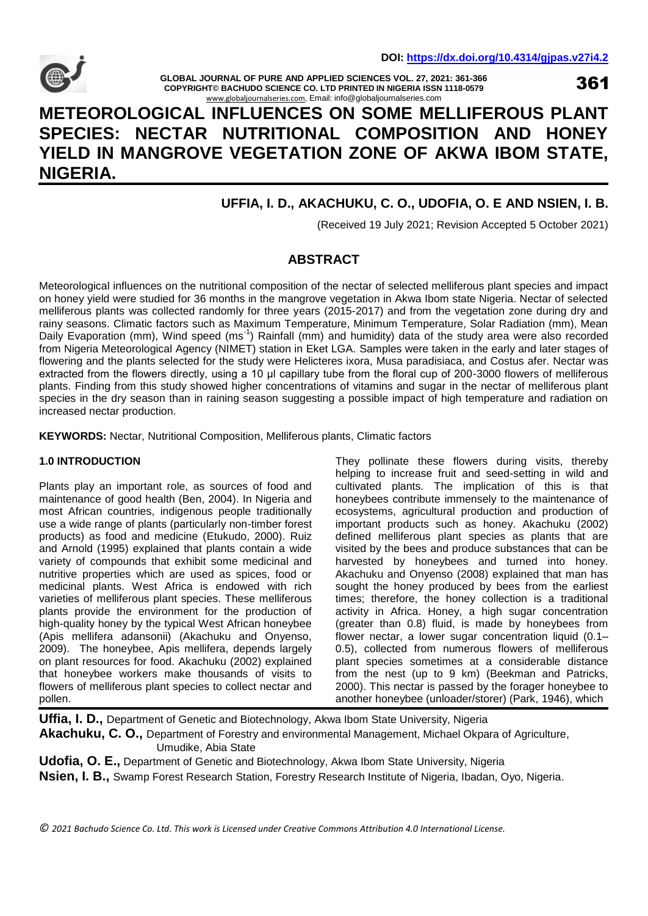# METEOROLOGICAL INFLUENCES ON SOME MELLIFEROUS PLANT SPECIES: NECTAR NUTRITIONAL COMPOSITION AND HONEY YIELD IN MANGROVE VEGETATION ZONE OF AKWA IBOM STATE, NIGERIA.

**UFFIA, I. D., AKACHUKU, C. O., UDOFIA, O. E AND NSIEN, I. B.**

(Received 19 July 2021; Revision Accepted 5 October 2021)

## ABSTRACT

Meteorological influences on the nutritional composition of the nectar of selected melliferous plant species and impact on honey yield were studied for 36 months in the mangrove vegetation in Akwa Ibom state Nigeria. Nectar of selected melliferous plants was collected randomly for three years (2015-2017) and from the vegetation zone during dry and rainy seasons. Climatic factors such as Maximum Temperature, Minimum Temperature, Solar Radiation (mm), Mean Daily Evaporation (mm), Wind speed ($ms^{-1}$) Rainfall (mm) and humidity) data of the study area were also recorded from Nigeria Meteorological Agency (NIMET) station in Eket LGA. Samples were taken in the early and later stages of flowering and the plants selected for the study were Helicteres ixora, Musa paradisiaca, and Costus afer. Nectar was extracted from the flowers directly, using a 10 µl capillary tube from the floral cup of 200-3000 flowers of melliferous plants. Finding from this study showed higher concentrations of vitamins and sugar in the nectar of melliferous plant species in the dry season than in raining season suggesting a possible impact of high temperature and radiation on increased nectar production.

**KEYWORDS:** Nectar, Nutritional Composition, Melliferous plants, Climatic factors

### 1.0 INTRODUCTION

Plants play an important role, as sources of food and maintenance of good health (Ben, 2004). In Nigeria and most African countries, indigenous people traditionally use a wide range of plants (particularly non-timber forest products) as food and medicine (Etukudo, 2000). Ruiz and Arnold (1995) explained that plants contain a wide variety of compounds that exhibit some medicinal and nutritive properties which are used as spices, food or medicinal plants. West Africa is endowed with rich varieties of melliferous plant species. These melliferous plants provide the environment for the production of high-quality honey by the typical West African honeybee (Apis mellifera adansonii) (Akachuku and Onyenso, 2009). The honeybee, Apis mellifera, depends largely on plant resources for food. Akachuku (2002) explained that honeybee workers make thousands of visits to flowers of melliferous plant species to collect nectar and pollen.

They pollinate these flowers during visits, thereby helping to increase fruit and seed-setting in wild and cultivated plants. The implication of this is that honeybees contribute immensely to the maintenance of ecosystems, agricultural production and production of important products such as honey. Akachuku (2002) defined melliferous plant species as plants that are visited by the bees and produce substances that can be harvested by honeybees and turned into honey. Akachuku and Onyenso (2008) explained that man has sought the honey produced by bees from the earliest times; therefore, the honey collection is a traditional activity in Africa. Honey, a high sugar concentration (greater than 0.8) fluid, is made by honeybees from flower nectar, a lower sugar concentration liquid (0.1–0.5), collected from numerous flowers of melliferous plant species sometimes at a considerable distance from the nest (up to 9 km) (Beekman and Patricks, 2000). This nectar is passed by the forager honeybee to another honeybee (unloader/storer) (Park, 1946), which

**Uffia, I. D.,** Department of Genetic and Biotechnology, Akwa Ibom State University, Nigeria
**Akachuku, C. O.,** Department of Forestry and environmental Management, Michael Okpara of Agriculture, Umudike, Abia State
**Udofia, O. E.,** Department of Genetic and Biotechnology, Akwa Ibom State University, Nigeria
**Nsien, I. B.,** Swamp Forest Research Station, Forestry Research Institute of Nigeria, Ibadan, Oyo, Nigeria.

© 2021 Bachudo Science Co. Ltd. This work is Licensed under Creative Commons Attribution 4.0 International License.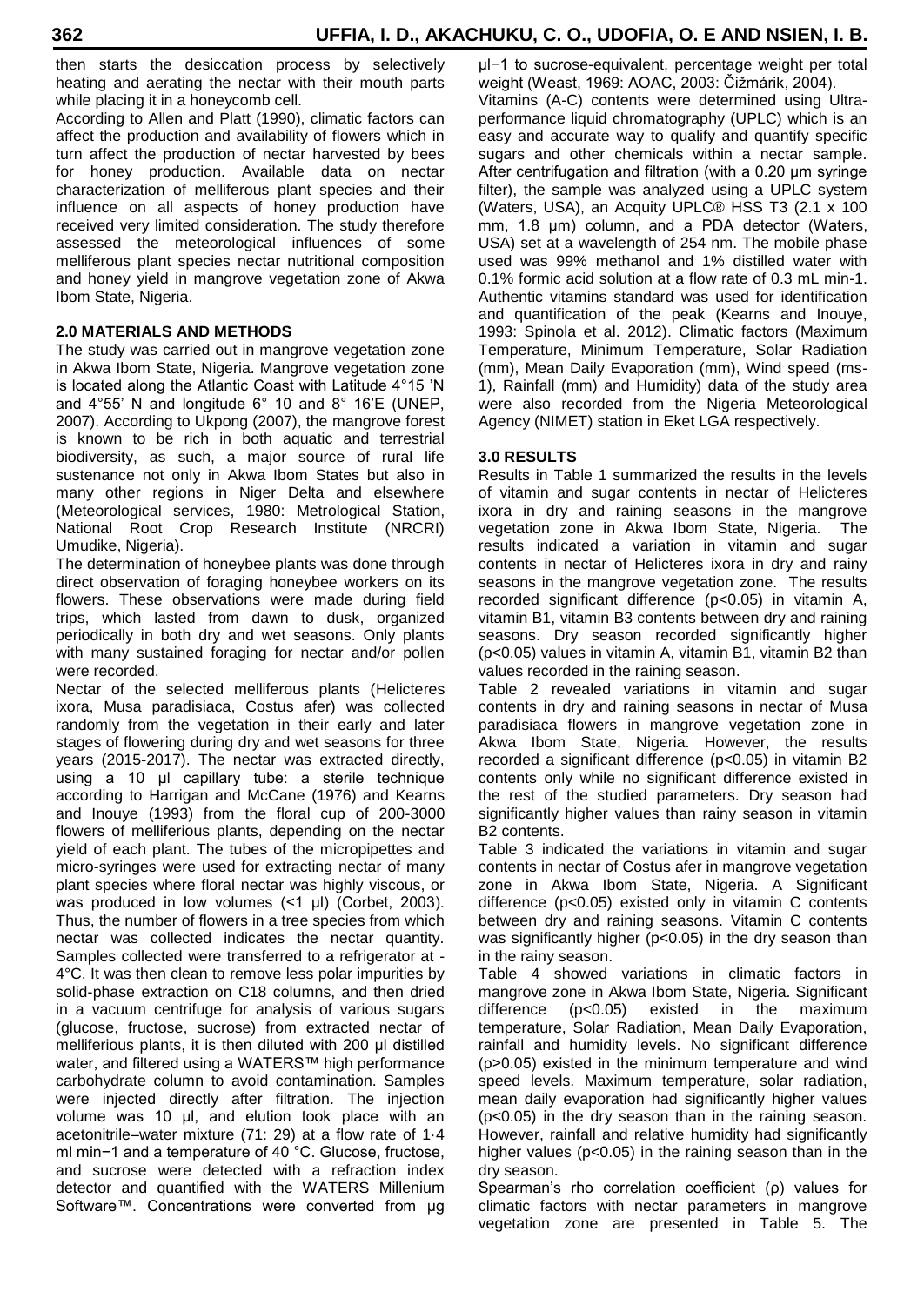then starts the desiccation process by selectively heating and aerating the nectar with their mouth parts while placing it in a honeycomb cell.

According to Allen and Platt (1990), climatic factors can affect the production and availability of flowers which in turn affect the production of nectar harvested by bees for honey production. Available data on nectar characterization of melliferous plant species and their influence on all aspects of honey production have received very limited consideration. The study therefore assessed the meteorological influences of some melliferous plant species nectar nutritional composition and honey yield in mangrove vegetation zone of Akwa Ibom State, Nigeria.

## 2.0 MATERIALS AND METHODS

The study was carried out in mangrove vegetation zone in Akwa Ibom State, Nigeria. Mangrove vegetation zone is located along the Atlantic Coast with Latitude 4°15 'N and 4°55' N and longitude 6° 10 and 8° 16'E (UNEP, 2007). According to Ukpong (2007), the mangrove forest is known to be rich in both aquatic and terrestrial biodiversity, as such, a major source of rural life sustenance not only in Akwa Ibom States but also in many other regions in Niger Delta and elsewhere (Meteorological services, 1980: Metrological Station, National Root Crop Research Institute (NRCRI) Umudike, Nigeria).

The determination of honeybee plants was done through direct observation of foraging honeybee workers on its flowers. These observations were made during field trips, which lasted from dawn to dusk, organized periodically in both dry and wet seasons. Only plants with many sustained foraging for nectar and/or pollen were recorded.

Nectar of the selected melliferous plants (Helicteres ixora, Musa paradisiaca, Costus afer) was collected randomly from the vegetation in their early and later stages of flowering during dry and wet seasons for three years (2015-2017). The nectar was extracted directly, using a 10 μl capillary tube: a sterile technique according to Harrigan and McCane (1976) and Kearns and Inouye (1993) from the floral cup of 200-3000 flowers of melliferous plants, depending on the nectar yield of each plant. The tubes of the micropipettes and micro-syringes were used for extracting nectar of many plant species where floral nectar was highly viscous, or was produced in low volumes (<1 μl) (Corbet, 2003). Thus, the number of flowers in a tree species from which nectar was collected indicates the nectar quantity. Samples collected were transferred to a refrigerator at -4°C. It was then clean to remove less polar impurities by solid-phase extraction on C18 columns, and then dried in a vacuum centrifuge for analysis of various sugars (glucose, fructose, sucrose) from extracted nectar of melliferious plants, it is then diluted with 200 μl distilled water, and filtered using a WATERS™ high performance carbohydrate column to avoid contamination. Samples were injected directly after filtration. The injection volume was 10 μl, and elution took place with an acetonitrile–water mixture (71: 29) at a flow rate of 1·4 ml min−1 and a temperature of 40 °C. Glucose, fructose, and sucrose were detected with a refraction index detector and quantified with the WATERS Millenium Software™. Concentrations were converted from μg μl−1 to sucrose-equivalent, percentage weight per total weight (Weast, 1969: AOAC, 2003: Čižmárik, 2004).

Vitamins (A-C) contents were determined using Ultra-performance liquid chromatography (UPLC) which is an easy and accurate way to qualify and quantify specific sugars and other chemicals within a nectar sample. After centrifugation and filtration (with a 0.20 μm syringe filter), the sample was analyzed using a UPLC system (Waters, USA), an Acquity UPLC® HSS T3 (2.1 x 100 mm, 1.8 μm) column, and a PDA detector (Waters, USA) set at a wavelength of 254 nm. The mobile phase used was 99% methanol and 1% distilled water with 0.1% formic acid solution at a flow rate of 0.3 mL min-1. Authentic vitamins standard was used for identification and quantification of the peak (Kearns and Inouye, 1993: Spinola et al. 2012). Climatic factors (Maximum Temperature, Minimum Temperature, Solar Radiation (mm), Mean Daily Evaporation (mm), Wind speed (ms-1), Rainfall (mm) and Humidity) data of the study area were also recorded from the Nigeria Meteorological Agency (NIMET) station in Eket LGA respectively.

## 3.0 RESULTS

Results in Table 1 summarized the results in the levels of vitamin and sugar contents in nectar of Helicteres ixora in dry and raining seasons in the mangrove vegetation zone in Akwa Ibom State, Nigeria. The results indicated a variation in vitamin and sugar contents in nectar of Helicteres ixora in dry and rainy seasons in the mangrove vegetation zone. The results recorded significant difference ($p<0.05$) in vitamin A, vitamin B1, vitamin B3 contents between dry and raining seasons. Dry season recorded significantly higher ($p<0.05$) values in vitamin A, vitamin B1, vitamin B2 than values recorded in the raining season.

Table 2 revealed variations in vitamin and sugar contents in dry and raining seasons in nectar of Musa paradisiaca flowers in mangrove vegetation zone in Akwa Ibom State, Nigeria. However, the results recorded a significant difference ($p<0.05$) in vitamin B2 contents only while no significant difference existed in the rest of the studied parameters. Dry season had significantly higher values than rainy season in vitamin B2 contents.

Table 3 indicated the variations in vitamin and sugar contents in nectar of Costus afer in mangrove vegetation zone in Akwa Ibom State, Nigeria. A Significant difference ($p<0.05$) existed only in vitamin C contents between dry and raining seasons. Vitamin C contents was significantly higher ($p<0.05$) in the dry season than in the rainy season.

Table 4 showed variations in climatic factors in mangrove zone in Akwa Ibom State, Nigeria. Significant difference ($p<0.05$) existed in the maximum temperature, Solar Radiation, Mean Daily Evaporation, rainfall and humidity levels. No significant difference ($p>0.05$) existed in the minimum temperature and wind speed levels. Maximum temperature, solar radiation, mean daily evaporation had significantly higher values ($p<0.05$) in the dry season than in the raining season. However, rainfall and relative humidity had significantly higher values ($p<0.05$) in the raining season than in the dry season.

Spearman's rho correlation coefficient (ρ) values for climatic factors with nectar parameters in mangrove vegetation zone are presented in Table 5. The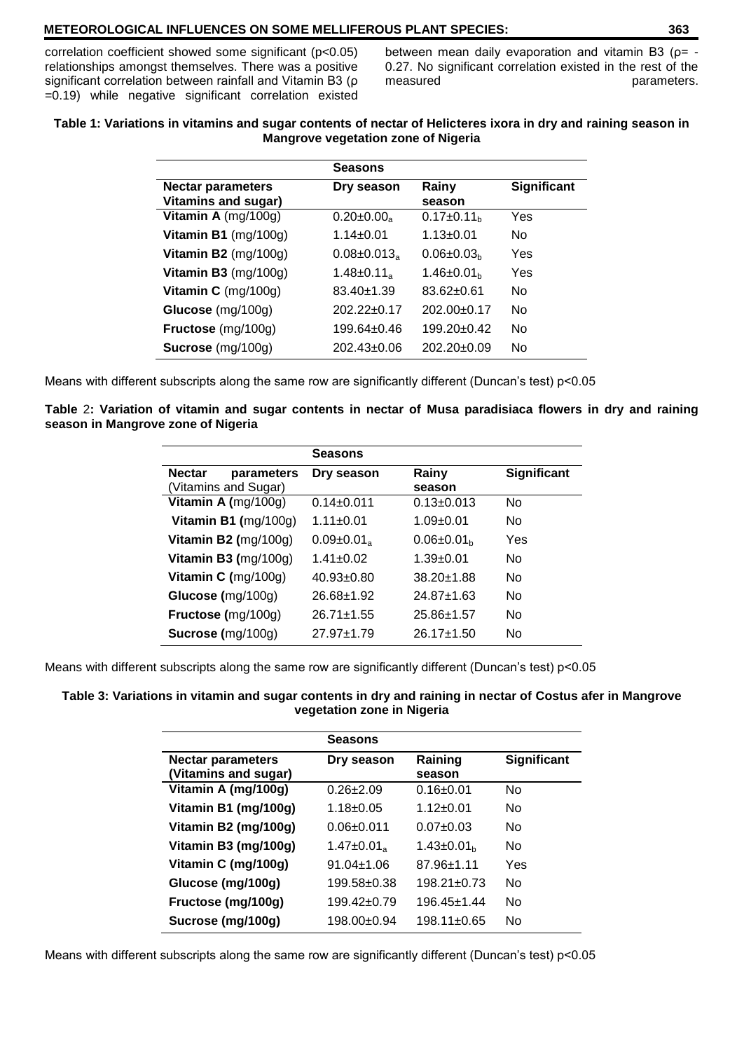correlation coefficient showed some significant ($p<0.05$) relationships amongst themselves. There was a positive significant correlation between rainfall and Vitamin B3 ($\rho = 0.19$) while negative significant correlation existed between mean daily evaporation and vitamin B3 ($\rho = -0.27$. No significant correlation existed in the rest of the measured parameters.

**Table 1: Variations in vitamins and sugar contents of nectar of Helicteres ixora in dry and raining season in Mangrove vegetation zone of Nigeria**

| | Seasons | | |
|---|---|---|---|
| **Nectar parameters Vitamins and sugar)** | **Dry season** | **Rainy season** | **Significant** |
| **Vitamin A** (mg/100g) | $0.20±0.00_a$ | $0.17±0.11_b$ | Yes |
| **Vitamin B1** (mg/100g) | 1.14±0.01 | 1.13±0.01 | No |
| **Vitamin B2** (mg/100g) | $0.08±0.013_a$ | $0.06±0.03_b$ | Yes |
| **Vitamin B3** (mg/100g) | $1.48±0.11_a$ | $1.46±0.01_b$ | Yes |
| **Vitamin C** (mg/100g) | 83.40±1.39 | 83.62±0.61 | No |
| **Glucose** (mg/100g) | 202.22±0.17 | 202.00±0.17 | No |
| **Fructose** (mg/100g) | 199.64±0.46 | 199.20±0.42 | No |
| **Sucrose** (mg/100g) | 202.43±0.06 | 202.20±0.09 | No |

Means with different subscripts along the same row are significantly different (Duncan's test) $p<0.05$

**Table 2: Variation of vitamin and sugar contents in nectar of Musa paradisiaca flowers in dry and raining season in Mangrove zone of Nigeria**

| | Seasons | | |
|---|---|---|---|
| **Nectar parameters** (Vitamins and Sugar) | **Dry season** | **Rainy season** | **Significant** |
| **Vitamin A (**mg/100g) | 0.14±0.011 | 0.13±0.013 | No |
| **Vitamin B1 (**mg/100g) | 1.11±0.01 | 1.09±0.01 | No |
| **Vitamin B2 (**mg/100g) | $0.09±0.01_a$ | $0.06±0.01_b$ | Yes |
| **Vitamin B3 (**mg/100g) | 1.41±0.02 | 1.39±0.01 | No |
| **Vitamin C (**mg/100g) | 40.93±0.80 | 38.20±1.88 | No |
| **Glucose (**mg/100g) | 26.68±1.92 | 24.87±1.63 | No |
| **Fructose (**mg/100g) | 26.71±1.55 | 25.86±1.57 | No |
| **Sucrose (**mg/100g) | 27.97±1.79 | 26.17±1.50 | No |

Means with different subscripts along the same row are significantly different (Duncan's test) $p<0.05$

**Table 3: Variations in vitamin and sugar contents in dry and raining in nectar of Costus afer in Mangrove vegetation zone in Nigeria**

| | Seasons | | |
|---|---|---|---|
| **Nectar parameters (Vitamins and sugar)** | **Dry season** | **Raining season** | **Significant** |
| **Vitamin A (mg/100g)** | 0.26±2.09 | 0.16±0.01 | No |
| **Vitamin B1 (mg/100g)** | 1.18±0.05 | 1.12±0.01 | No |
| **Vitamin B2 (mg/100g)** | 0.06±0.011 | 0.07±0.03 | No |
| **Vitamin B3 (mg/100g)** | $1.47±0.01_a$ | $1.43±0.01_b$ | No |
| **Vitamin C (mg/100g)** | 91.04±1.06 | 87.96±1.11 | Yes |
| **Glucose (mg/100g)** | 199.58±0.38 | 198.21±0.73 | No |
| **Fructose (mg/100g)** | 199.42±0.79 | 196.45±1.44 | No |
| **Sucrose (mg/100g)** | 198.00±0.94 | 198.11±0.65 | No |

Means with different subscripts along the same row are significantly different (Duncan's test) $p<0.05$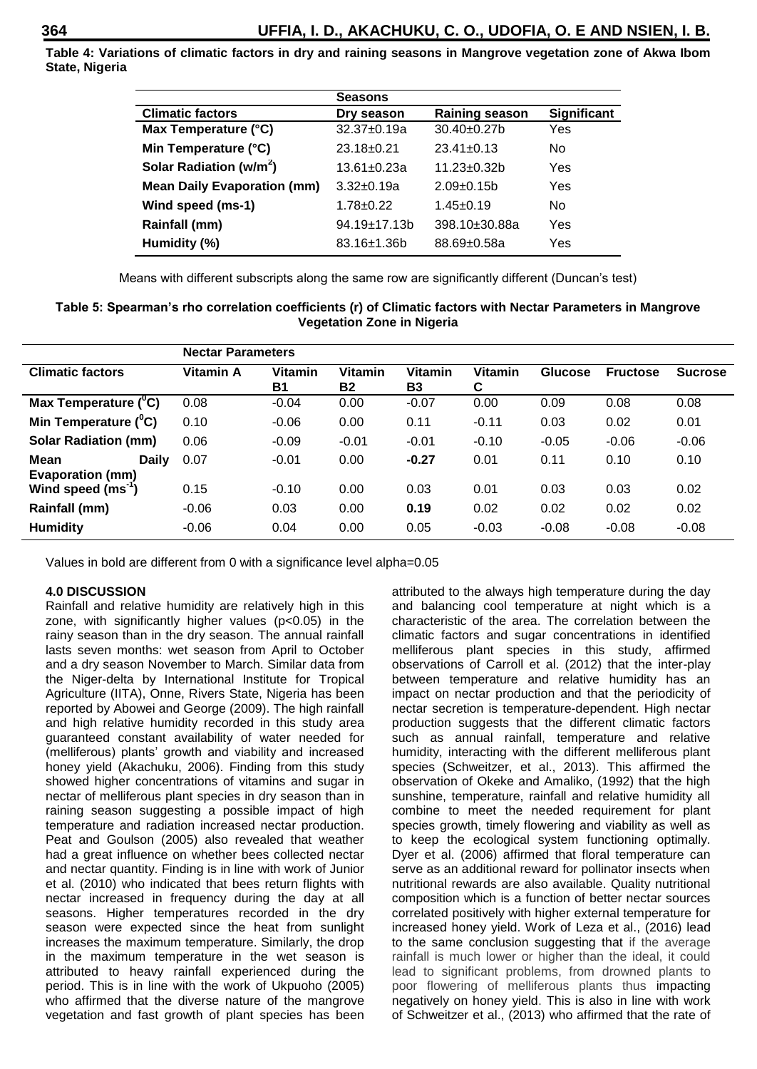**Table 4: Variations of climatic factors in dry and raining seasons in Mangrove vegetation zone of Akwa Ibom State, Nigeria**

| | Seasons | | |
|---|---|---|---|
| **Climatic factors** | **Dry season** | **Raining season** | **Significant** |
| **Max Temperature (°C)** | 32.37±0.19a | 30.40±0.27b | Yes |
| **Min Temperature (°C)** | 23.18±0.21 | 23.41±0.13 | No |
| **Solar Radiation (w/m$^2$)** | 13.61±0.23a | 11.23±0.32b | Yes |
| **Mean Daily Evaporation (mm)** | 3.32±0.19a | 2.09±0.15b | Yes |
| **Wind speed (ms-1)** | 1.78±0.22 | 1.45±0.19 | No |
| **Rainfall (mm)** | 94.19±17.13b | 398.10±30.88a | Yes |
| **Humidity (%)** | 83.16±1.36b | 88.69±0.58a | Yes |

Means with different subscripts along the same row are significantly different (Duncan's test)

**Table 5: Spearman's rho correlation coefficients (r) of Climatic factors with Nectar Parameters in Mangrove Vegetation Zone in Nigeria**

| | Nectar Parameters | | | | | | | |
|---|---|---|---|---|---|---|---|---|
| **Climatic factors** | **Vitamin A** | **Vitamin B1** | **Vitamin B2** | **Vitamin B3** | **Vitamin C** | **Glucose** | **Fructose** | **Sucrose** |
| **Max Temperature ($^0$C)** | 0.08 | -0.04 | 0.00 | -0.07 | 0.00 | 0.09 | 0.08 | 0.08 |
| **Min Temperature ($^0$C)** | 0.10 | -0.06 | 0.00 | 0.11 | -0.11 | 0.03 | 0.02 | 0.01 |
| **Solar Radiation (mm)** | 0.06 | -0.09 | -0.01 | -0.01 | -0.10 | -0.05 | -0.06 | -0.06 |
| **Mean Daily Evaporation (mm)** | 0.07 | -0.01 | 0.00 | **-0.27** | 0.01 | 0.11 | 0.10 | 0.10 |
| **Wind speed (ms$^{-1}$)** | 0.15 | -0.10 | 0.00 | 0.03 | 0.01 | 0.03 | 0.03 | 0.02 |
| **Rainfall (mm)** | -0.06 | 0.03 | 0.00 | **0.19** | 0.02 | 0.02 | 0.02 | 0.02 |
| **Humidity** | -0.06 | 0.04 | 0.00 | 0.05 | -0.03 | -0.08 | -0.08 | -0.08 |

Values in bold are different from 0 with a significance level alpha=0.05

## 4.0 DISCUSSION

Rainfall and relative humidity are relatively high in this zone, with significantly higher values ($p<0.05$) in the rainy season than in the dry season. The annual rainfall lasts seven months: wet season from April to October and a dry season November to March. Similar data from the Niger-delta by International Institute for Tropical Agriculture (IITA), Onne, Rivers State, Nigeria has been reported by Abowei and George (2009). The high rainfall and high relative humidity recorded in this study area guaranteed constant availability of water needed for (melliferous) plants' growth and viability and increased honey yield (Akachuku, 2006). Finding from this study showed higher concentrations of vitamins and sugar in nectar of melliferous plant species in dry season than in raining season suggesting a possible impact of high temperature and radiation increased nectar production. Peat and Goulson (2005) also revealed that weather had a great influence on whether bees collected nectar and nectar quantity. Finding is in line with work of Junior et al. (2010) who indicated that bees return flights with nectar increased in frequency during the day at all seasons. Higher temperatures recorded in the dry season were expected since the heat from sunlight increases the maximum temperature. Similarly, the drop in the maximum temperature in the wet season is attributed to heavy rainfall experienced during the period. This is in line with the work of Ukpuoho (2005) who affirmed that the diverse nature of the mangrove vegetation and fast growth of plant species has been attributed to the always high temperature during the day and balancing cool temperature at night which is a characteristic of the area. The correlation between the climatic factors and sugar concentrations in identified melliferous plant species in this study, affirmed observations of Carroll et al. (2012) that the inter-play between temperature and relative humidity has an impact on nectar production and that the periodicity of nectar secretion is temperature-dependent. High nectar production suggests that the different climatic factors such as annual rainfall, temperature and relative humidity, interacting with the different melliferous plant species (Schweitzer, et al., 2013). This affirmed the observation of Okeke and Amaliko, (1992) that the high sunshine, temperature, rainfall and relative humidity all combine to meet the needed requirement for plant species growth, timely flowering and viability as well as to keep the ecological system functioning optimally. Dyer et al. (2006) affirmed that floral temperature can serve as an additional reward for pollinator insects when nutritional rewards are also available. Quality nutritional composition which is a function of better nectar sources correlated positively with higher external temperature for increased honey yield. Work of Leza et al., (2016) lead to the same conclusion suggesting that if the average rainfall is much lower or higher than the ideal, it could lead to significant problems, from drowned plants to poor flowering of melliferous plants thus impacting negatively on honey yield. This is also in line with work of Schweitzer et al., (2013) who affirmed that the rate of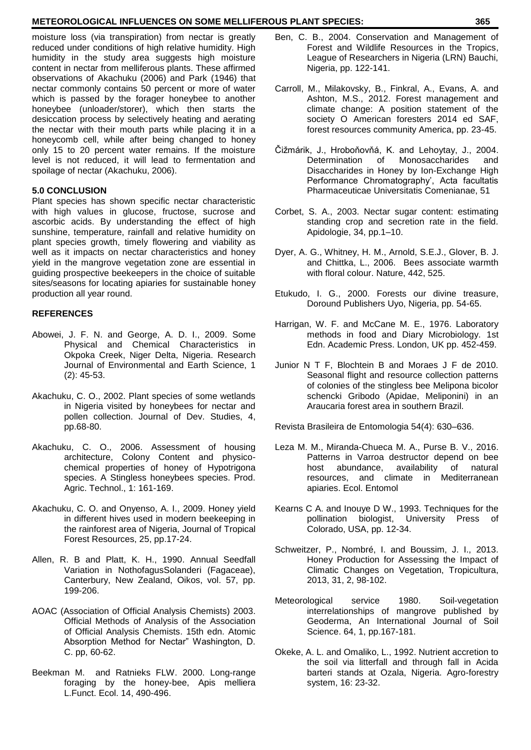moisture loss (via transpiration) from nectar is greatly reduced under conditions of high relative humidity. High humidity in the study area suggests high moisture content in nectar from melliferous plants. These affirmed observations of Akachuku (2006) and Park (1946) that nectar commonly contains 50 percent or more of water which is passed by the forager honeybee to another honeybee (unloader/storer), which then starts the desiccation process by selectively heating and aerating the nectar with their mouth parts while placing it in a honeycomb cell, while after being changed to honey only 15 to 20 percent water remains. If the moisture level is not reduced, it will lead to fermentation and spoilage of nectar (Akachuku, 2006).

## 5.0 CONCLUSION

Plant species has shown specific nectar characteristic with high values in glucose, fructose, sucrose and ascorbic acids. By understanding the effect of high sunshine, temperature, rainfall and relative humidity on plant species growth, timely flowering and viability as well as it impacts on nectar characteristics and honey yield in the mangrove vegetation zone are essential in guiding prospective beekeepers in the choice of suitable sites/seasons for locating apiaries for sustainable honey production all year round.

## REFERENCES

Abowei, J. F. N. and George, A. D. I., 2009. Some Physical and Chemical Characteristics in Okpoka Creek, Niger Delta, Nigeria. Research Journal of Environmental and Earth Science, 1 (2): 45-53.

Akachuku, C. O., 2002. Plant species of some wetlands in Nigeria visited by honeybees for nectar and pollen collection. Journal of Dev. Studies, 4, pp.68-80.

Akachuku, C. O., 2006. Assessment of housing architecture, Colony Content and physico-chemical properties of honey of Hypotrigona species. A Stingless honeybees species. Prod. Agric. Technol., 1: 161-169.

Akachuku, C. O. and Onyenso, A. I., 2009. Honey yield in different hives used in modern beekeeping in the rainforest area of Nigeria, Journal of Tropical Forest Resources, 25, pp.17-24.

Allen, R. B and Platt, K. H., 1990. Annual Seedfall Variation in NothofagusSolanderi (Fagaceae), Canterbury, New Zealand, Oikos, vol. 57, pp. 199-206.

AOAC (Association of Official Analysis Chemists) 2003. Official Methods of Analysis of the Association of Official Analysis Chemists. 15th edn. Atomic Absorption Method for Nectar" Washington, D. C. pp, 60-62.

Beekman M. and Ratnieks FLW. 2000. Long-range foraging by the honey-bee, Apis melliera L.Funct. Ecol. 14, 490-496.

Ben, C. B., 2004. Conservation and Management of Forest and Wildlife Resources in the Tropics, League of Researchers in Nigeria (LRN) Bauchi, Nigeria, pp. 122-141.

Carroll, M., Milakovsky, B., Finkral, A., Evans, A. and Ashton, M.S., 2012. Forest management and climate change: A position statement of the society O American foresters 2014 ed SAF, forest resources community America, pp. 23-45.

Čižmárik, J., Hroboňovňá, K. and Lehoytay, J., 2004. Determination of Monosaccharides and Disaccharides in Honey by Ion-Exchange High Performance Chromatography', Acta facultatis Pharmaceuticae Universitatis Comenianae, 51

Corbet, S. A., 2003. Nectar sugar content: estimating standing crop and secretion rate in the field. Apidologie, 34, pp.1–10.

Dyer, A. G., Whitney, H. M., Arnold, S.E.J., Glover, B. J. and Chittka, L., 2006. Bees associate warmth with floral colour. Nature, 442, 525.

Etukudo, I. G., 2000. Forests our divine treasure, Doround Publishers Uyo, Nigeria, pp. 54-65.

Harrigan, W. F. and McCane M. E., 1976. Laboratory methods in food and Diary Microbiology. 1st Edn. Academic Press. London, UK pp. 452-459.

Junior N T F, Blochtein B and Moraes J F de 2010. Seasonal flight and resource collection patterns of colonies of the stingless bee Melipona bicolor schencki Gribodo (Apidae, Meliponini) in an Araucaria forest area in southern Brazil.

Revista Brasileira de Entomologia 54(4): 630–636.

Leza M. M., Miranda-Chueca M. A., Purse B. V., 2016. Patterns in Varroa destructor depend on bee host abundance, availability of natural resources, and climate in Mediterranean apiaries. Ecol. Entomol

Kearns C A. and Inouye D W., 1993. Techniques for the pollination biologist, University Press of Colorado, USA, pp. 12-34.

Schweitzer, P., Nombré, I. and Boussim, J. I., 2013. Honey Production for Assessing the Impact of Climatic Changes on Vegetation, Tropicultura, 2013, 31, 2, 98-102.

Meteorological service 1980. Soil-vegetation interrelationships of mangrove published by Geoderma, An International Journal of Soil Science. 64, 1, pp.167-181.

Okeke, A. L. and Omaliko, L., 1992. Nutrient accretion to the soil via litterfall and through fall in Acida barteri stands at Ozala, Nigeria. Agro-forestry system, 16: 23-32.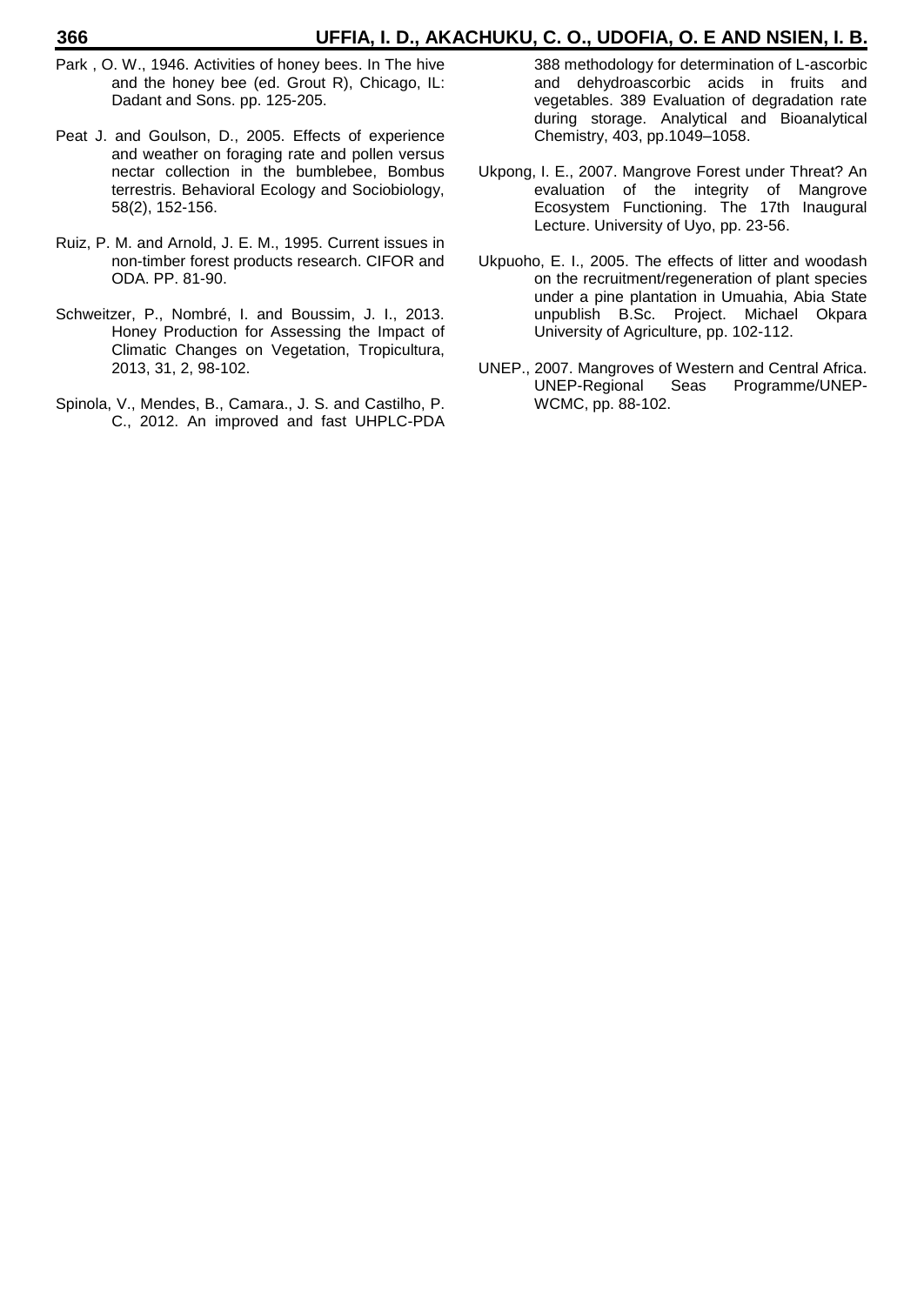Park , O. W., 1946. Activities of honey bees. In The hive and the honey bee (ed. Grout R), Chicago, IL: Dadant and Sons. pp. 125-205.

Peat J. and Goulson, D., 2005. Effects of experience and weather on foraging rate and pollen versus nectar collection in the bumblebee, Bombus terrestris. Behavioral Ecology and Sociobiology, 58(2), 152-156.

Ruiz, P. M. and Arnold, J. E. M., 1995. Current issues in non-timber forest products research. CIFOR and ODA. PP. 81-90.

Schweitzer, P., Nombré, I. and Boussim, J. I., 2013. Honey Production for Assessing the Impact of Climatic Changes on Vegetation, Tropicultura, 2013, 31, 2, 98-102.

Spinola, V., Mendes, B., Camara., J. S. and Castilho, P. C., 2012. An improved and fast UHPLC-PDA 388 methodology for determination of L-ascorbic and dehydroascorbic acids in fruits and vegetables. 389 Evaluation of degradation rate during storage. Analytical and Bioanalytical Chemistry, 403, pp.1049–1058.

Ukpong, I. E., 2007. Mangrove Forest under Threat? An evaluation of the integrity of Mangrove Ecosystem Functioning. The 17th Inaugural Lecture. University of Uyo, pp. 23-56.

Ukpuoho, E. I., 2005. The effects of litter and woodash on the recruitment/regeneration of plant species under a pine plantation in Umuahia, Abia State unpublish B.Sc. Project. Michael Okpara University of Agriculture, pp. 102-112.

UNEP., 2007. Mangroves of Western and Central Africa. UNEP-Regional Seas Programme/UNEP-WCMC, pp. 88-102.